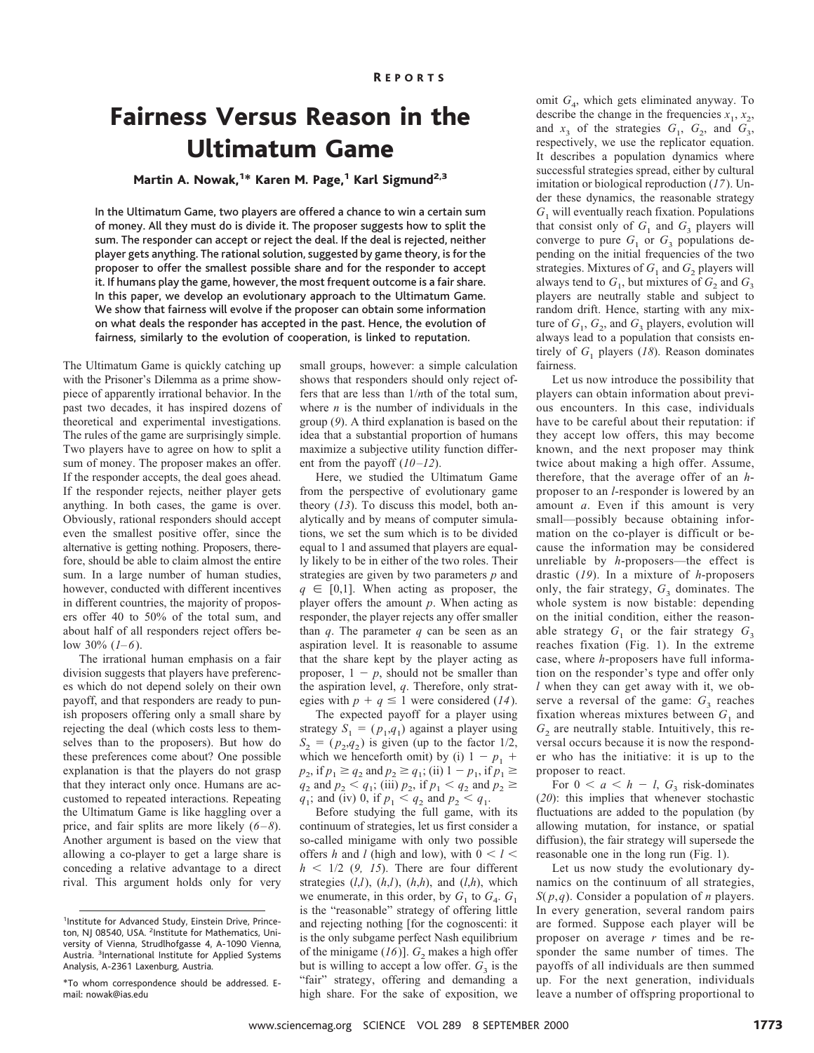REPORTS

# Fairness Versus Reason in the Ultimatum Game

**Martin A. Nowak,[1]* Karen M. Page,[1] Karl Sigmund[2,3]**

**In the Ultimatum Game, two players are offered a chance to win a certain sum of money. All they must do is divide it. The proposer suggests how to split the sum. The responder can accept or reject the deal. If the deal is rejected, neither player gets anything. The rational solution, suggested by game theory, is for the proposer to offer the smallest possible share and for the responder to accept it. If humans play the game, however, the most frequent outcome is a fair share. In this paper, we develop an evolutionary approach to the Ultimatum Game. We show that fairness will evolve if the proposer can obtain some information on what deals the responder has accepted in the past. Hence, the evolution of fairness, similarly to the evolution of cooperation, is linked to reputation.**

The Ultimatum Game is quickly catching up with the Prisoner's Dilemma as a prime showpiece of apparently irrational behavior. In the past two decades, it has inspired dozens of theoretical and experimental investigations. The rules of the game are surprisingly simple. Two players have to agree on how to split a sum of money. The proposer makes an offer. If the responder accepts, the deal goes ahead. If the responder rejects, neither player gets anything. In both cases, the game is over. Obviously, rational responders should accept even the smallest positive offer, since the alternative is getting nothing. Proposers, therefore, should be able to claim almost the entire sum. In a large number of human studies, however, conducted with different incentives in different countries, the majority of proposers offer 40 to 50% of the total sum, and about half of all responders reject offers below 30% (*1–6*).

The irrational human emphasis on a fair division suggests that players have preferences which do not depend solely on their own payoff, and that responders are ready to punish proposers offering only a small share by rejecting the deal (which costs less to themselves than to the proposers). But how do these preferences come about? One possible explanation is that the players do not grasp that they interact only once. Humans are accustomed to repeated interactions. Repeating the Ultimatum Game is like haggling over a price, and fair splits are more likely (*6–8*). Another argument is based on the view that allowing a co-player to get a large share is conceding a relative advantage to a direct rival. This argument holds only for very small groups, however: a simple calculation shows that responders should only reject offers that are less than $1/n$th of the total sum, where $n$ is the number of individuals in the group (*9*). A third explanation is based on the idea that a substantial proportion of humans maximize a subjective utility function different from the payoff (*10–12*).

Here, we studied the Ultimatum Game from the perspective of evolutionary game theory (*13*). To discuss this model, both analytically and by means of computer simulations, we set the sum which is to be divided equal to 1 and assumed that players are equally likely to be in either of the two roles. Their strategies are given by two parameters $p$ and $q \in [0,1]$. When acting as proposer, the player offers the amount $p$. When acting as responder, the player rejects any offer smaller than $q$. The parameter $q$ can be seen as an aspiration level. It is reasonable to assume that the share kept by the player acting as proposer, $1 - p$, should not be smaller than the aspiration level, $q$. Therefore, only strategies with $p + q \leq 1$ were considered (*14*).

The expected payoff for a player using strategy $S_1 = (p_1,q_1)$ against a player using $S_2 = (p_2,q_2)$ is given (up to the factor 1/2, which we henceforth omit) by (i) $1 - p_1 + p_2$, if $p_1 \geq q_2$ and $p_2 \geq q_1$; (ii) $1 - p_1$, if $p_1 \geq q_2$ and $p_2 < q_1$; (iii) $p_2$, if $p_1 < q_2$ and $p_2 \geq q_1$; and (iv) 0, if $p_1 < q_2$ and $p_2 < q_1$.

Before studying the full game, with its continuum of strategies, let us first consider a so-called minigame with only two possible offers $h$ and $l$ (high and low), with $0 < l < h < 1/2$ (*9, 15*). There are four different strategies $(l,l)$, $(h,l)$, $(h,h)$, and $(l,h)$, which we enumerate, in this order, by $G_1$ to $G_4$. $G_1$ is the "reasonable" strategy of offering little and rejecting nothing [for the cognoscenti: it is the only subgame perfect Nash equilibrium of the minigame (*16*)]. $G_2$ makes a high offer but is willing to accept a low offer. $G_3$ is the "fair" strategy, offering and demanding a high share. For the sake of exposition, we omit $G_4$, which gets eliminated anyway. To describe the change in the frequencies $x_1$, $x_2$, and $x_3$ of the strategies $G_1$, $G_2$, and $G_3$, respectively, we use the replicator equation. It describes a population dynamics where successful strategies spread, either by cultural imitation or biological reproduction (*17*). Under these dynamics, the reasonable strategy $G_1$ will eventually reach fixation. Populations that consist only of $G_1$ and $G_3$ players will converge to pure $G_1$ or $G_3$ populations depending on the initial frequencies of the two strategies. Mixtures of $G_1$ and $G_2$ players will always tend to $G_1$, but mixtures of $G_2$ and $G_3$ players are neutrally stable and subject to random drift. Hence, starting with any mixture of $G_1$, $G_2$, and $G_3$ players, evolution will always lead to a population that consists entirely of $G_1$ players (*18*). Reason dominates fairness.

Let us now introduce the possibility that players can obtain information about previous encounters. In this case, individuals have to be careful about their reputation: if they accept low offers, this may become known, and the next proposer may think twice about making a high offer. Assume, therefore, that the average offer of an $h$-proposer to an $l$-responder is lowered by an amount $a$. Even if this amount is very small—possibly because obtaining information on the co-player is difficult or because the information may be considered unreliable by $h$-proposers—the effect is drastic (*19*). In a mixture of $h$-proposers only, the fair strategy, $G_3$ dominates. The whole system is now bistable: depending on the initial condition, either the reasonable strategy $G_1$ or the fair strategy $G_3$ reaches fixation (Fig. 1). In the extreme case, where $h$-proposers have full information on the responder's type and offer only $l$ when they can get away with it, we observe a reversal of the game: $G_3$ reaches fixation whereas mixtures between $G_1$ and $G_2$ are neutrally stable. Intuitively, this reversal occurs because it is now the responder who has the initiative: it is up to the proposer to react.

For $0 < a < h - l$, $G_3$ risk-dominates (*20*): this implies that whenever stochastic fluctuations are added to the population (by allowing mutation, for instance, or spatial diffusion), the fair strategy will supersede the reasonable one in the long run (Fig. 1).

Let us now study the evolutionary dynamics on the continuum of all strategies, $S(p,q)$. Consider a population of $n$ players. In every generation, several random pairs are formed. Suppose each player will be proposer on average $r$ times and be responder the same number of times. The payoffs of all individuals are then summed up. For the next generation, individuals leave a number of offspring proportional to

---

[1] Institute for Advanced Study, Einstein Drive, Princeton, NJ 08540, USA. [2] Institute for Mathematics, University of Vienna, Strudlhofgasse 4, A-1090 Vienna, Austria. [3] International Institute for Applied Systems Analysis, A-2361 Laxenburg, Austria.

*To whom correspondence should be addressed. E-mail: nowak@ias.edu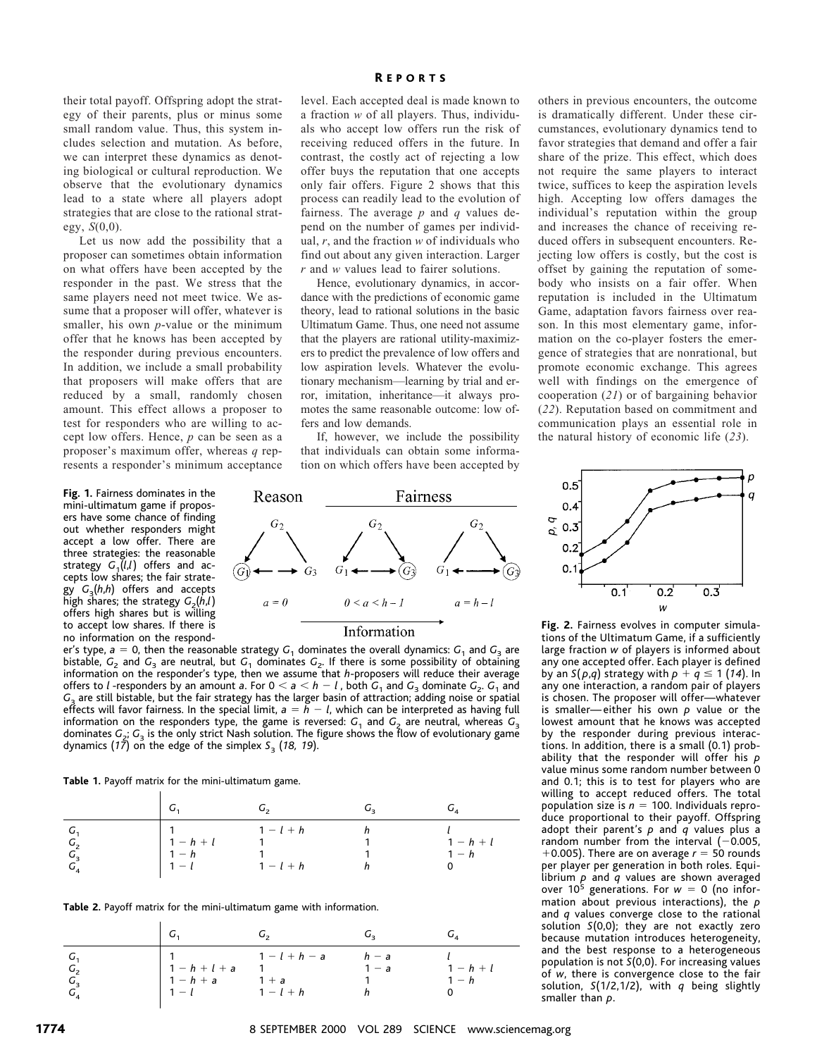their total payoff. Offspring adopt the strategy of their parents, plus or minus some small random value. Thus, this system includes selection and mutation. As before, we can interpret these dynamics as denoting biological or cultural reproduction. We observe that the evolutionary dynamics lead to a state where all players adopt strategies that are close to the rational strategy, $S(0,0)$.

Let us now add the possibility that a proposer can sometimes obtain information on what offers have been accepted by the responder in the past. We stress that the same players need not meet twice. We assume that a proposer will offer, whatever is smaller, his own $p$-value or the minimum offer that he knows has been accepted by the responder during previous encounters. In addition, we include a small probability that proposers will make offers that are reduced by a small, randomly chosen amount. This effect allows a proposer to test for responders who are willing to accept low offers. Hence, $p$ can be seen as a proposer's maximum offer, whereas $q$ represents a responder's minimum acceptance level. Each accepted deal is made known to a fraction $w$ of all players. Thus, individuals who accept low offers run the risk of receiving reduced offers in the future. In contrast, the costly act of rejecting a low offer buys the reputation that one accepts only fair offers. Figure 2 shows that this process can readily lead to the evolution of fairness. The average $p$ and $q$ values depend on the number of games per individual, $r$, and the fraction $w$ of individuals who find out about any given interaction. Larger $r$ and $w$ values lead to fairer solutions.

Hence, evolutionary dynamics, in accordance with the predictions of economic game theory, lead to rational solutions in the basic Ultimatum Game. Thus, one need not assume that the players are rational utility-maximizers to predict the prevalence of low offers and low aspiration levels. Whatever the evolutionary mechanism—learning by trial and error, imitation, inheritance—it always promotes the same reasonable outcome: low offers and low demands.

If, however, we include the possibility that individuals can obtain some information on which offers have been accepted by others in previous encounters, the outcome is dramatically different. Under these circumstances, evolutionary dynamics tend to favor strategies that demand and offer a fair share of the prize. This effect, which does not require the same players to interact twice, suffices to keep the aspiration levels high. Accepting low offers damages the individual's reputation within the group and increases the chance of receiving reduced offers in subsequent encounters. Rejecting low offers is costly, but the cost is offset by gaining the reputation of somebody who insists on a fair offer. When reputation is included in the Ultimatum Game, adaptation favors fairness over reason. In this most elementary game, information on the co-player fosters the emergence of strategies that are nonrational, but promote economic exchange. This agrees well with findings on the emergence of cooperation (*21*) or of bargaining behavior (*22*). Reputation based on commitment and communication plays an essential role in the natural history of economic life (*23*).

**Fig. 1.** Fairness dominates in the mini-ultimatum game if proposers have some chance of finding out whether responders might accept a low offer. There are three strategies: the reasonable strategy $G_1(l,l)$ offers and accepts low shares; the fair strategy $G_3(h,h)$ offers and accepts high shares; the strategy $G_2(h,l)$ offers high shares but is willing to accept low shares. If there is no information on the responder's type, $a = 0$, then the reasonable strategy $G_1$ dominates the overall dynamics: $G_1$ and $G_3$ are bistable, $G_2$ and $G_3$ are neutral, but $G_1$ dominates $G_2$. If there is some possibility of obtaining information on the responder's type, then we assume that $h$-proposers will reduce their average offers to $l$-responders by an amount $a$. For $0 < a < h - l$, both $G_1$ and $G_3$ dominate $G_2$. $G_1$ and $G_3$ are still bistable, but the fair strategy has the larger basin of attraction; adding noise or spatial effects will favor fairness. In the special limit, $a = h - l$, which can be interpreted as having full information on the responders type, the game is reversed: $G_1$ and $G_2$ are neutral, whereas $G_3$ dominates $G_2$; $G_3$ is the only strict Nash solution. The figure shows the flow of evolutionary game dynamics (*17*) on the edge of the simplex $S_3$ (*18, 19*).

**Fig. 2.** Fairness evolves in computer simulations of the Ultimatum Game, if a sufficiently large fraction $w$ of players is informed about any one accepted offer. Each player is defined by an $S(p,q)$ strategy with $p + q \leq 1$ (*14*). In any one interaction, a random pair of players is chosen. The proposer will offer—whatever is smaller—either his own $p$ value or the lowest amount that he knows was accepted by the responder during previous interactions. In addition, there is a small (0.1) probability that the responder will offer his $p$ value minus some random number between 0 and 0.1; this is to test for players who are willing to accept reduced offers. The total population size is $n = 100$. Individuals reproduce proportional to their payoff. Offspring adopt their parent's $p$ and $q$ values plus a random number from the interval $(-0.005, +0.005)$. There are on average $r = 50$ rounds per player per generation in both roles. Equilibrium $p$ and $q$ values are shown averaged over $10^5$ generations. For $w = 0$ (no information about previous interactions), the $p$ and $q$ values converge close to the rational solution $S(0,0)$; they are not exactly zero because mutation introduces heterogeneity, and the best response to a heterogeneous population is not $S(0,0)$. For increasing values of $w$, there is convergence close to the fair solution, $S(1/2,1/2)$, with $q$ being slightly smaller than $p$.

**Table 1.** Payoff matrix for the mini-ultimatum game.

| | $G_1$ | $G_2$ | $G_3$ | $G_4$ |
|---|---|---|---|---|
| $G_1$ | 1 | $1 - l + h$ | $h$ | $l$ |
| $G_2$ | $1 - h + l$ | 1 | 1 | $1 - h + l$ |
| $G_3$ | $1 - h$ | 1 | 1 | $1 - h$ |
| $G_4$ | $1 - l$ | $1 - l + h$ | $h$ | 0 |

**Table 2.** Payoff matrix for the mini-ultimatum game with information.

| | $G_1$ | $G_2$ | $G_3$ | $G_4$ |
|---|---|---|---|---|
| $G_1$ | 1 | $1 - l + h - a$ | $h - a$ | $l$ |
| $G_2$ | $1 - h + l + a$ | 1 | $1 - a$ | $1 - h + l$ |
| $G_3$ | $1 - h + a$ | $1 + a$ | 1 | $1 - h$ |
| $G_4$ | $1 - l$ | $1 - l + h$ | $h$ | 0 |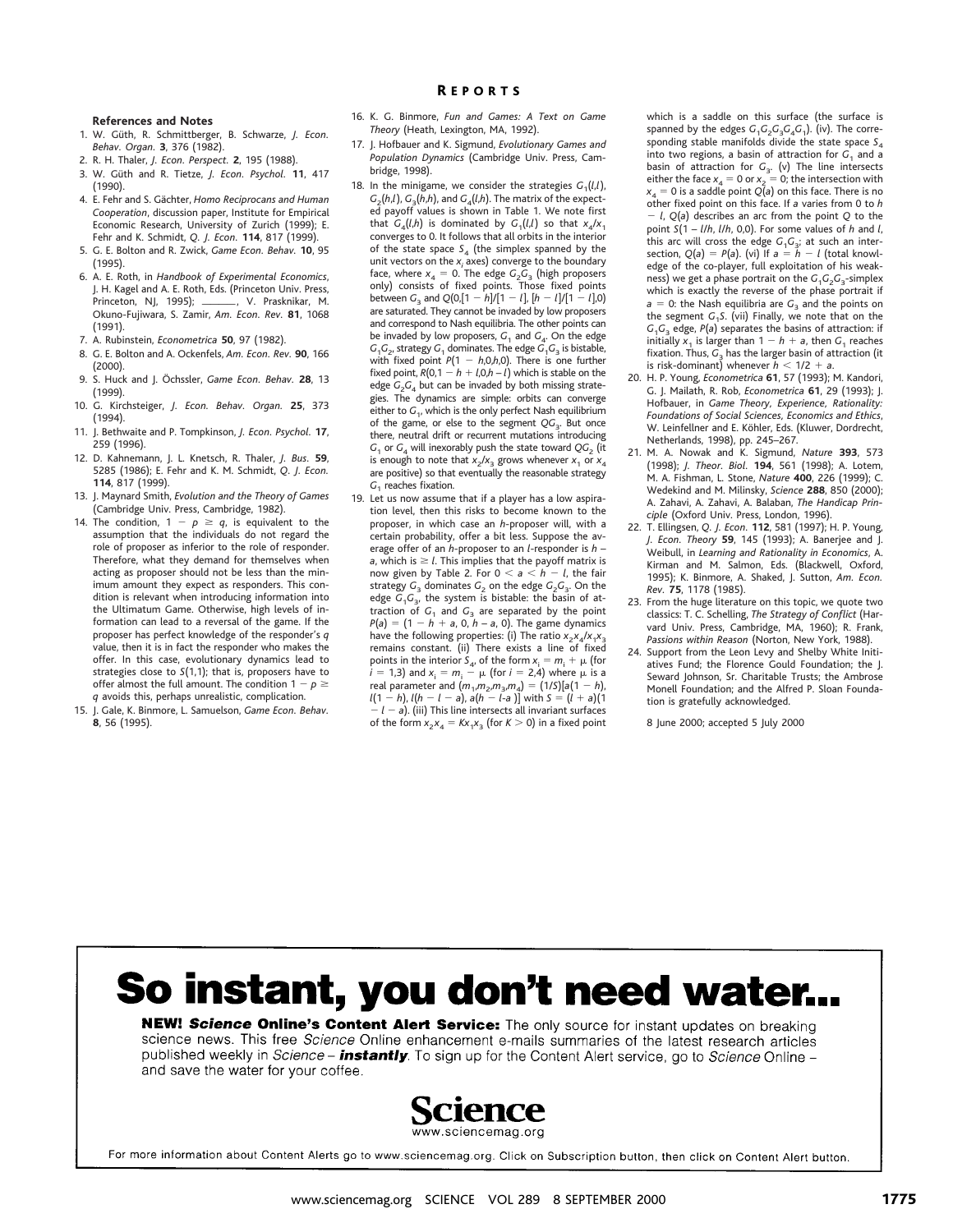### References and Notes

1. W. Güth, R. Schmittberger, B. Schwarze, *J. Econ. Behav. Organ.* **3**, 376 (1982).
2. R. H. Thaler, *J. Econ. Perspect.* **2**, 195 (1988).
3. W. Güth and R. Tietze, *J. Econ. Psychol.* **11**, 417 (1990).
4. E. Fehr and S. Gächter, *Homo Reciprocans and Human Cooperation*, discussion paper, Institute for Empirical Economic Research, University of Zurich (1999); E. Fehr and K. Schmidt, *Q. J. Econ.* **114**, 817 (1999).
5. G. E. Bolton and R. Zwick, *Game Econ. Behav.* **10**, 95 (1995).
6. A. E. Roth, in *Handbook of Experimental Economics*, J. H. Kagel and A. E. Roth, Eds. (Princeton Univ. Press, Princeton, NJ, 1995); ———, V. Prasknikar, M. Okuno-Fujiwara, S. Zamir, *Am. Econ. Rev.* **81**, 1068 (1991).
7. A. Rubinstein, *Econometrica* **50**, 97 (1982).
8. G. E. Bolton and A. Ockenfels, *Am. Econ. Rev.* **90**, 166 (2000).
9. S. Huck and J. Öchssler, *Game Econ. Behav.* **28**, 13 (1999).
10. G. Kirchsteiger, *J. Econ. Behav. Organ.* **25**, 373 (1994).
11. J. Bethwaite and P. Tompkinson, *J. Econ. Psychol.* **17**, 259 (1996).
12. D. Kahnemann, J. L. Knetsch, R. Thaler, *J. Bus.* **59**, 5285 (1986); E. Fehr and K. M. Schmidt, *Q. J. Econ.* **114**, 817 (1999).
13. J. Maynard Smith, *Evolution and the Theory of Games* (Cambridge Univ. Press, Cambridge, 1982).
14. The condition, $1 - p \geq q$, is equivalent to the assumption that the individuals do not regard the role of proposer as inferior to the role of responder. Therefore, what they demand for themselves when acting as proposer should not be less than the minimum amount they expect as responders. This condition is relevant when introducing information into the Ultimatum Game. Otherwise, high levels of information can lead to a reversal of the game. If the proposer has perfect knowledge of the responder's $q$ value, then it is in fact the responder who makes the offer. In this case, evolutionary dynamics lead to strategies close to $S(1,1)$; that is, proposers have to offer almost the full amount. The condition $1 - p \geq q$ avoids this, perhaps unrealistic, complication.
15. J. Gale, K. Binmore, L. Samuelson, *Game Econ. Behav.* **8**, 56 (1995).
16. K. G. Binmore, *Fun and Games: A Text on Game Theory* (Heath, Lexington, MA, 1992).
17. J. Hofbauer and K. Sigmund, *Evolutionary Games and Population Dynamics* (Cambridge Univ. Press, Cambridge, 1998).
18. In the minigame, we consider the strategies $G_1(l,l)$, $G_2(h,l)$, $G_3(h,h)$, and $G_4(l,h)$. The matrix of the expected payoff values is shown in Table 1. We note first that $G_4(l,h)$ is dominated by $G_1(l,l)$ so that $x_4/x_1$ converges to 0. It follows that all orbits in the interior of the state space $S_4$ (the simplex spanned by the unit vectors on the $x_i$ axes) converge to the boundary face, where $x_4 = 0$. The edge $G_2G_3$ (high proposers only) consists of fixed points. Those fixed points between $G_3$ and $Q(0,[1 - h]/[1 - l], [h - l]/[1 - l],0)$ are saturated. They cannot be invaded by low proposers and correspond to Nash equilibria. The other points can be invaded by low proposers, $G_1$ and $G_4$. On the edge $G_1G_2$, strategy $G_1$ dominates. The edge $G_1G_3$ is bistable, with fixed point $P(1 - h,0,h,0)$. There is one further fixed point, $R(0,1 - h + l,0,h - l)$ which is stable on the edge $G_2G_4$ but can be invaded by both missing strategies. The dynamics are simple: orbits can converge either to $G_1$, which is the only perfect Nash equilibrium of the game, or else to the segment $QG_3$. But once there, neutral drift or recurrent mutations introducing $G_1$ or $G_4$ will inexorably push the state toward $QG_2$ (it is enough to note that $x_2/x_3$ grows whenever $x_1$ or $x_4$ are positive) so that eventually the reasonable strategy $G_1$ reaches fixation.
19. Let us now assume that if a player has a low aspiration level, then this risks to become known to the proposer, in which case an $h$-proposer will, with a certain probability, offer a bit less. Suppose the average offer of an $h$-proposer to an $l$-responder is $h - a$, which is $\geq l$. This implies that the payoff matrix is now given by Table 2. For $0 < a < h - l$, the fair strategy $G_3$ dominates $G_2$ on the edge $G_2G_3$. On the edge $G_1G_3$, the system is bistable: the basin of attraction of $G_1$ and $G_3$ are separated by the point $P(a) = (1 - h + a, 0, h - a, 0)$. The game dynamics have the following properties: (i) The ratio $x_2x_4/x_1x_3$ remains constant. (ii) There exists a line of fixed points in the interior $S_4$, of the form $x_i = m_i + \mu$ (for $i = 1,3$) and $x_i = m_i - \mu$ (for $i = 2,4$) where $\mu$ is a real parameter and $(m_1,m_2,m_3,m_4) = (1/S)[a(1 - h), l(1 - h), l(h - l - a), a(h - l\text{-}a)]$ with $S = (l + a)(1 - l - a)$. (iii) This line intersects all invariant surfaces of the form $x_2x_4 = Kx_1x_3$ (for $K > 0$) in a fixed point which is a saddle on this surface (the surface is spanned by the edges $G_1G_2G_3G_4G_1$). (iv). The corresponding stable manifolds divide the state space $S_4$ into two regions, a basin of attraction for $G_1$ and a basin of attraction for $G_3$. (v) The line intersects either the face $x_4 = 0$ or $x_2 = 0$; the intersection with $x_4 = 0$ is a saddle point $Q(a)$ on this face. There is no other fixed point on this face. If $a$ varies from 0 to $h - l$, $Q(a)$ describes an arc from the point $Q$ to the point $S(1 - l/h, l/h, 0,0)$. For some values of $h$ and $l$, this arc will cross the edge $G_1G_3$; at such an intersection, $Q(a) = P(a)$. (vi) If $a = h - l$ (total knowledge of the co-player, full exploitation of his weakness) we get a phase portrait on the $G_1G_2G_3$-simplex which is exactly the reverse of the phase portrait if $a = 0$: the Nash equilibria are $G_3$ and the points on the segment $G_1S$. (vii) Finally, we note that on the $G_1G_3$ edge, $P(a)$ separates the basins of attraction: if initially $x_1$ is larger than $1 - h + a$, then $G_1$ reaches fixation. Thus, $G_3$ has the larger basin of attraction (it is risk-dominant) whenever $h < 1/2 + a$.
20. H. P. Young, *Econometrica* **61**, 57 (1993); M. Kandori, G. J. Mailath, R. Rob, *Econometrica* **61**, 29 (1993); J. Hofbauer, in *Game Theory, Experience, Rationality: Foundations of Social Sciences, Economics and Ethics*, W. Leinfellner and E. Köhler, Eds. (Kluwer, Dordrecht, Netherlands, 1998), pp. 245–267.
21. M. A. Nowak and K. Sigmund, *Nature* **393**, 573 (1998); *J. Theor. Biol.* **194**, 561 (1998); A. Lotem, M. A. Fishman, L. Stone, *Nature* **400**, 226 (1999); C. Wedekind and M. Milinsky, *Science* **288**, 850 (2000); A. Zahavi, A. Zahavi, A. Balaban, *The Handicap Principle* (Oxford Univ. Press, London, 1996).
22. T. Ellingsen, *Q. J. Econ.* **112**, 581 (1997); H. P. Young, *J. Econ. Theory* **59**, 145 (1993); A. Banerjee and J. Weibull, in *Learning and Rationality in Economics*, A. Kirman and M. Salmon, Eds. (Blackwell, Oxford, 1995); K. Binmore, A. Shaked, J. Sutton, *Am. Econ. Rev.* **75**, 1178 (1985).
23. From the huge literature on this topic, we quote two classics: T. C. Schelling, *The Strategy of Conflict* (Harvard Univ. Press, Cambridge, MA, 1960); R. Frank, *Passions within Reason* (Norton, New York, 1988).
24. Support from the Leon Levy and Shelby White Initiatives Fund; the Florence Gould Foundation; the J. Seward Johnson, Sr. Charitable Trusts; the Ambrose Monell Foundation; and the Alfred P. Sloan Foundation is gratefully acknowledged.

8 June 2000; accepted 5 July 2000

# So instant, you don't need water...

**NEW! *Science* Online's Content Alert Service:** The only source for instant updates on breaking science news. This free *Science* Online enhancement e-mails summaries of the latest research articles published weekly in *Science* – ***instantly***. To sign up for the Content Alert service, go to *Science* Online – and save the water for your coffee.

**Science**
www.sciencemag.org

For more information about Content Alerts go to www.sciencemag.org. Click on Subscription button, then click on Content Alert button.